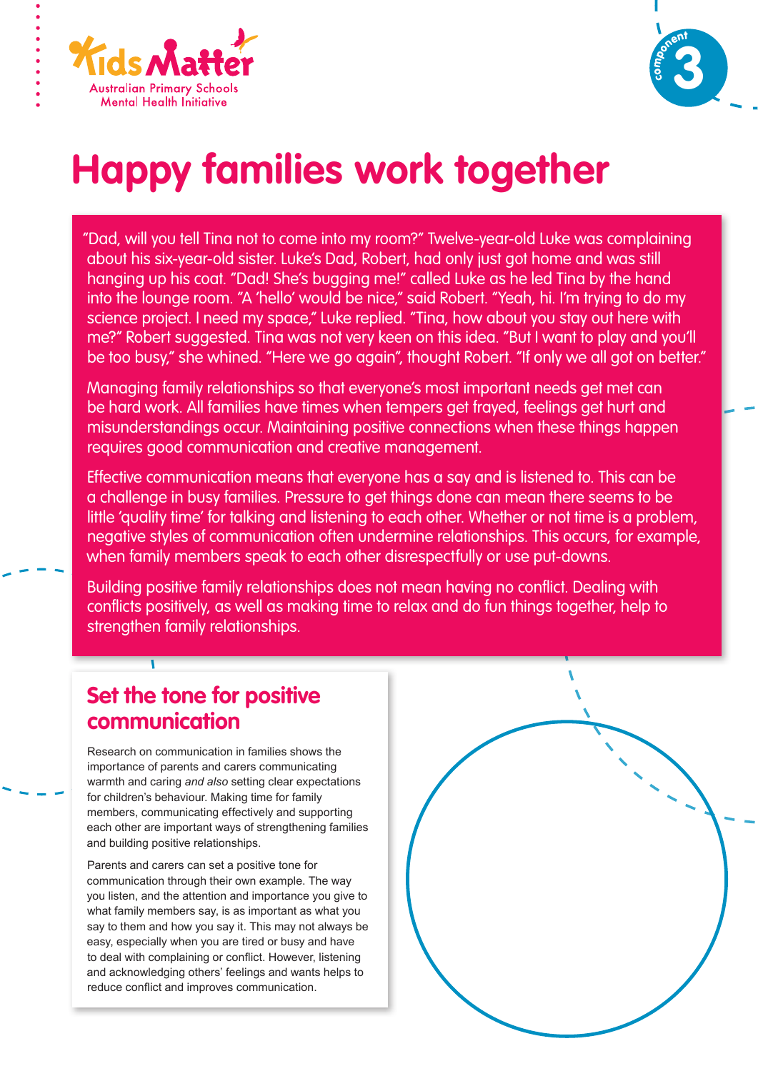KidsMatter

Australian Primary Schools Mental Health Initiative

component 3

# Happy families work together

"Dad, will you tell Tina not to come into my room?" Twelve-year-old Luke was complaining about his six-year-old sister. Luke's Dad, Robert, had only just got home and was still hanging up his coat. "Dad! She's bugging me!" called Luke as he led Tina by the hand into the lounge room. "A 'hello' would be nice," said Robert. "Yeah, hi. I'm trying to do my science project. I need my space," Luke replied. "Tina, how about you stay out here with me?" Robert suggested. Tina was not very keen on this idea. "But I want to play and you'll be too busy," she whined. "Here we go again", thought Robert. "If only we all got on better."

Managing family relationships so that everyone's most important needs get met can be hard work. All families have times when tempers get frayed, feelings get hurt and misunderstandings occur. Maintaining positive connections when these things happen requires good communication and creative management.

Effective communication means that everyone has a say and is listened to. This can be a challenge in busy families. Pressure to get things done can mean there seems to be little 'quality time' for talking and listening to each other. Whether or not time is a problem, negative styles of communication often undermine relationships. This occurs, for example, when family members speak to each other disrespectfully or use put-downs.

Building positive family relationships does not mean having no conflict. Dealing with conflicts positively, as well as making time to relax and do fun things together, help to strengthen family relationships.

## Set the tone for positive communication

Research on communication in families shows the importance of parents and carers communicating warmth and caring *and also* setting clear expectations for children's behaviour. Making time for family members, communicating effectively and supporting each other are important ways of strengthening families and building positive relationships.

Parents and carers can set a positive tone for communication through their own example. The way you listen, and the attention and importance you give to what family members say, is as important as what you say to them and how you say it. This may not always be easy, especially when you are tired or busy and have to deal with complaining or conflict. However, listening and acknowledging others' feelings and wants helps to reduce conflict and improves communication.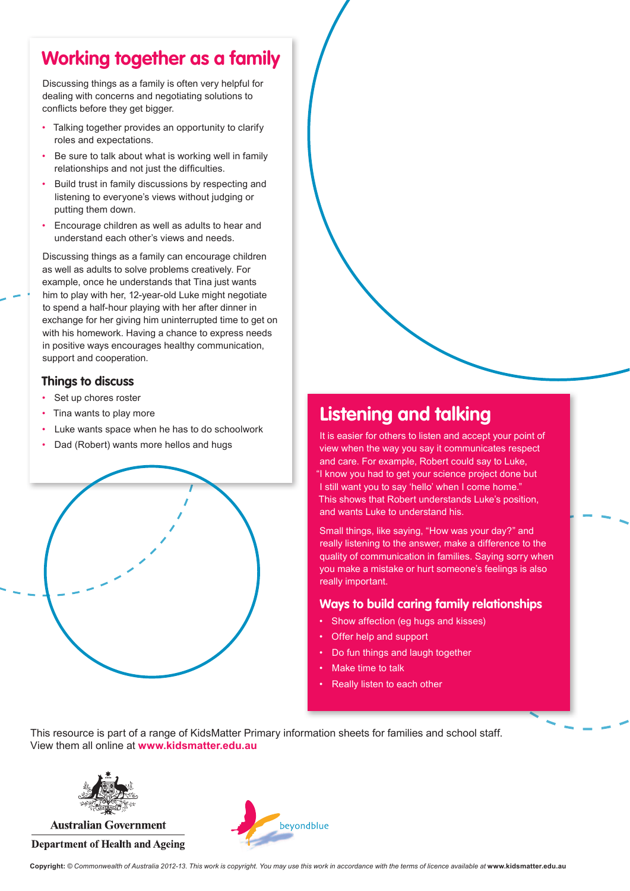## Working together as a family

Discussing things as a family is often very helpful for dealing with concerns and negotiating solutions to conflicts before they get bigger.

- Talking together provides an opportunity to clarify roles and expectations.
- Be sure to talk about what is working well in family relationships and not just the difficulties.
- Build trust in family discussions by respecting and listening to everyone's views without judging or putting them down.
- Encourage children as well as adults to hear and understand each other's views and needs.

Discussing things as a family can encourage children as well as adults to solve problems creatively. For example, once he understands that Tina just wants him to play with her, 12-year-old Luke might negotiate to spend a half-hour playing with her after dinner in exchange for her giving him uninterrupted time to get on with his homework. Having a chance to express needs in positive ways encourages healthy communication, support and cooperation.

### Things to discuss

- Set up chores roster
- Tina wants to play more
- Luke wants space when he has to do schoolwork
- Dad (Robert) wants more hellos and hugs

## Listening and talking

It is easier for others to listen and accept your point of view when the way you say it communicates respect and care. For example, Robert could say to Luke, "I know you had to get your science project done but I still want you to say 'hello' when I come home." This shows that Robert understands Luke's position, and wants Luke to understand his.

Small things, like saying, "How was your day?" and really listening to the answer, make a difference to the quality of communication in families. Saying sorry when you make a mistake or hurt someone's feelings is also really important.

### Ways to build caring family relationships

- Show affection (eg hugs and kisses)
- Offer help and support
- Do fun things and laugh together
- Make time to talk
- Really listen to each other

This resource is part of a range of KidsMatter Primary information sheets for families and school staff. View them all online at **www.kidsmatter.edu.au**

Australian Government
Department of Health and Ageing

beyondblue

**Copyright:** *© Commonwealth of Australia 2012-13. This work is copyright. You may use this work in accordance with the terms of licence available at* **www.kidsmatter.edu.au**